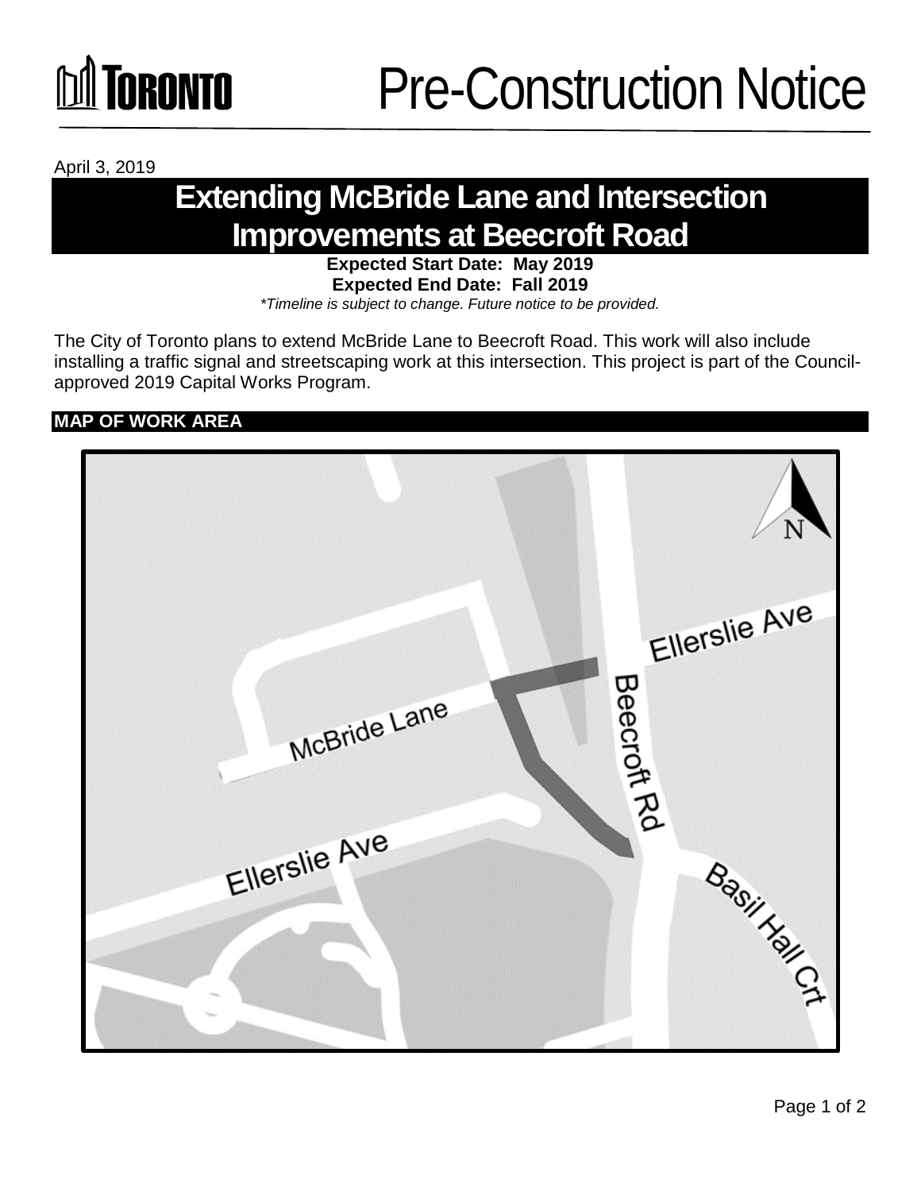April 3, 2019

# Extending McBride Lane and Intersection Improvements at Beecroft Road

**Expected Start Date: May 2019**
**Expected End Date: Fall 2019**
*\*Timeline is subject to change. Future notice to be provided.*

The City of Toronto plans to extend McBride Lane to Beecroft Road. This work will also include installing a traffic signal and streetscaping work at this intersection. This project is part of the Council-approved 2019 Capital Works Program.

## MAP OF WORK AREA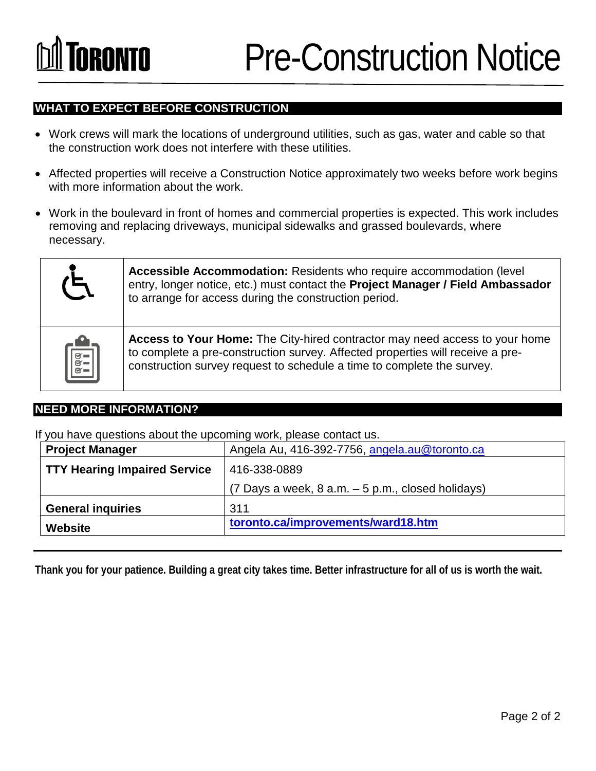# Toronto Pre-Construction Notice

## WHAT TO EXPECT BEFORE CONSTRUCTION

- Work crews will mark the locations of underground utilities, such as gas, water and cable so that the construction work does not interfere with these utilities.
- Affected properties will receive a Construction Notice approximately two weeks before work begins with more information about the work.
- Work in the boulevard in front of homes and commercial properties is expected. This work includes removing and replacing driveways, municipal sidewalks and grassed boulevards, where necessary.

| | |
|---|---|
| | **Accessible Accommodation:** Residents who require accommodation (level entry, longer notice, etc.) must contact the **Project Manager / Field Ambassador** to arrange for access during the construction period. |
| | **Access to Your Home:** The City-hired contractor may need access to your home to complete a pre-construction survey. Affected properties will receive a pre-construction survey request to schedule a time to complete the survey. |

## NEED MORE INFORMATION?

If you have questions about the upcoming work, please contact us.

| | |
|---|---|
| **Project Manager** | Angela Au, 416-392-7756, angela.au@toronto.ca |
| **TTY Hearing Impaired Service** | 416-338-0889<br>(7 Days a week, 8 a.m. – 5 p.m., closed holidays) |
| **General inquiries** | 311 |
| **Website** | **toronto.ca/improvements/ward18.htm** |

**Thank you for your patience. Building a great city takes time. Better infrastructure for all of us is worth the wait.**